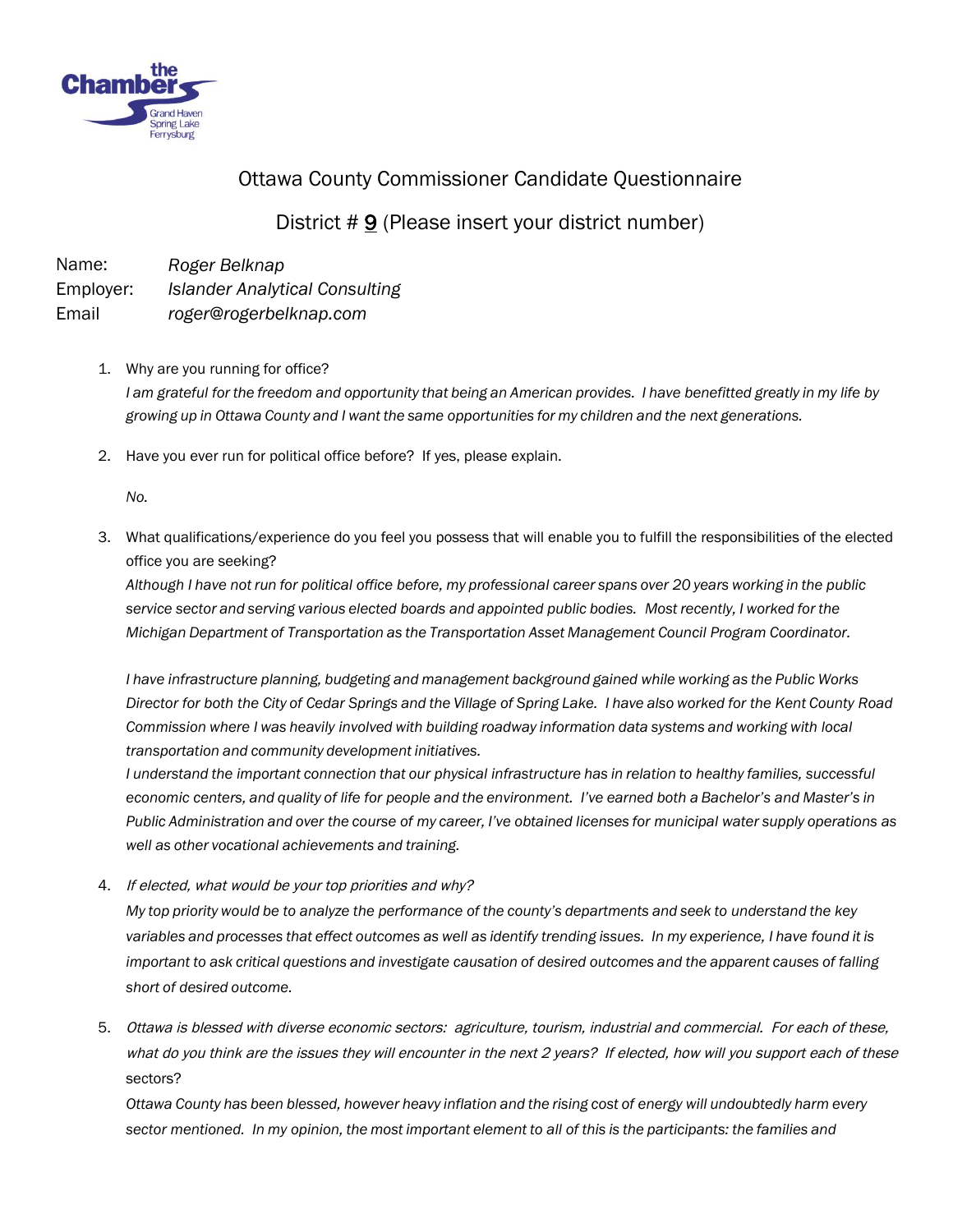## Ottawa County Commissioner Candidate Questionnaire

### District # 9 (Please insert your district number)

Name: *Roger Belknap*
Employer: *Islander Analytical Consulting*
Email *roger@rogerbelknap.com*

1. Why are you running for office?
*I am grateful for the freedom and opportunity that being an American provides. I have benefitted greatly in my life by growing up in Ottawa County and I want the same opportunities for my children and the next generations.*

2. Have you ever run for political office before? If yes, please explain.

   *No.*

3. What qualifications/experience do you feel you possess that will enable you to fulfill the responsibilities of the elected office you are seeking?
*Although I have not run for political office before, my professional career spans over 20 years working in the public service sector and serving various elected boards and appointed public bodies. Most recently, I worked for the Michigan Department of Transportation as the Transportation Asset Management Council Program Coordinator.*

   *I have infrastructure planning, budgeting and management background gained while working as the Public Works Director for both the City of Cedar Springs and the Village of Spring Lake. I have also worked for the Kent County Road Commission where I was heavily involved with building roadway information data systems and working with local transportation and community development initiatives.*
*I understand the important connection that our physical infrastructure has in relation to healthy families, successful economic centers, and quality of life for people and the environment. I've earned both a Bachelor's and Master's in Public Administration and over the course of my career, I've obtained licenses for municipal water supply operations as well as other vocational achievements and training.*

4. *If elected, what would be your top priorities and why?*
*My top priority would be to analyze the performance of the county's departments and seek to understand the key variables and processes that effect outcomes as well as identify trending issues. In my experience, I have found it is important to ask critical questions and investigate causation of desired outcomes and the apparent causes of falling short of desired outcome.*

5. *Ottawa is blessed with diverse economic sectors: agriculture, tourism, industrial and commercial. For each of these, what do you think are the issues they will encounter in the next 2 years? If elected, how will you support each of these* sectors?
*Ottawa County has been blessed, however heavy inflation and the rising cost of energy will undoubtedly harm every sector mentioned. In my opinion, the most important element to all of this is the participants: the families and*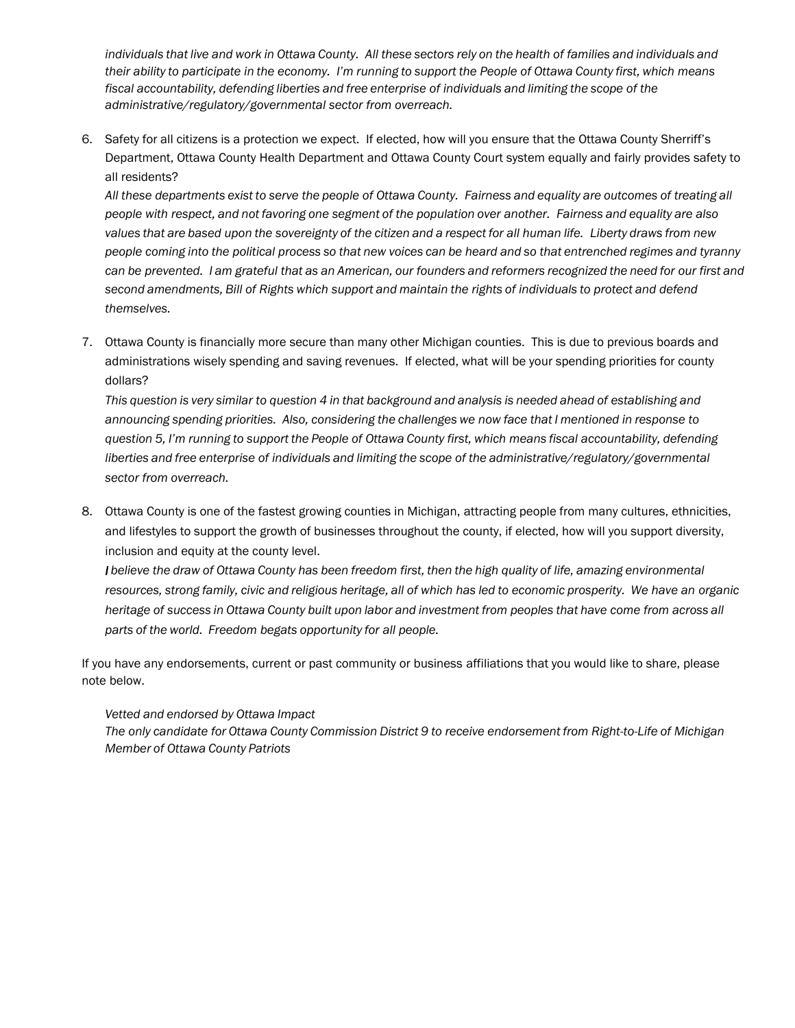*individuals that live and work in Ottawa County. All these sectors rely on the health of families and individuals and their ability to participate in the economy. I'm running to support the People of Ottawa County first, which means fiscal accountability, defending liberties and free enterprise of individuals and limiting the scope of the administrative/regulatory/governmental sector from overreach.*

6. Safety for all citizens is a protection we expect. If elected, how will you ensure that the Ottawa County Sherriff's Department, Ottawa County Health Department and Ottawa County Court system equally and fairly provides safety to all residents?
   *All these departments exist to serve the people of Ottawa County. Fairness and equality are outcomes of treating all people with respect, and not favoring one segment of the population over another. Fairness and equality are also values that are based upon the sovereignty of the citizen and a respect for all human life. Liberty draws from new people coming into the political process so that new voices can be heard and so that entrenched regimes and tyranny can be prevented. I am grateful that as an American, our founders and reformers recognized the need for our first and second amendments, Bill of Rights which support and maintain the rights of individuals to protect and defend themselves.*

7. Ottawa County is financially more secure than many other Michigan counties. This is due to previous boards and administrations wisely spending and saving revenues. If elected, what will be your spending priorities for county dollars?
   *This question is very similar to question 4 in that background and analysis is needed ahead of establishing and announcing spending priorities. Also, considering the challenges we now face that I mentioned in response to question 5, I'm running to support the People of Ottawa County first, which means fiscal accountability, defending liberties and free enterprise of individuals and limiting the scope of the administrative/regulatory/governmental sector from overreach.*

8. Ottawa County is one of the fastest growing counties in Michigan, attracting people from many cultures, ethnicities, and lifestyles to support the growth of businesses throughout the county, if elected, how will you support diversity, inclusion and equity at the county level.
   *I believe the draw of Ottawa County has been freedom first, then the high quality of life, amazing environmental resources, strong family, civic and religious heritage, all of which has led to economic prosperity. We have an organic heritage of success in Ottawa County built upon labor and investment from peoples that have come from across all parts of the world. Freedom begats opportunity for all people.*

If you have any endorsements, current or past community or business affiliations that you would like to share, please note below.

*Vetted and endorsed by Ottawa Impact*
*The only candidate for Ottawa County Commission District 9 to receive endorsement from Right-to-Life of Michigan*
*Member of Ottawa County Patriots*